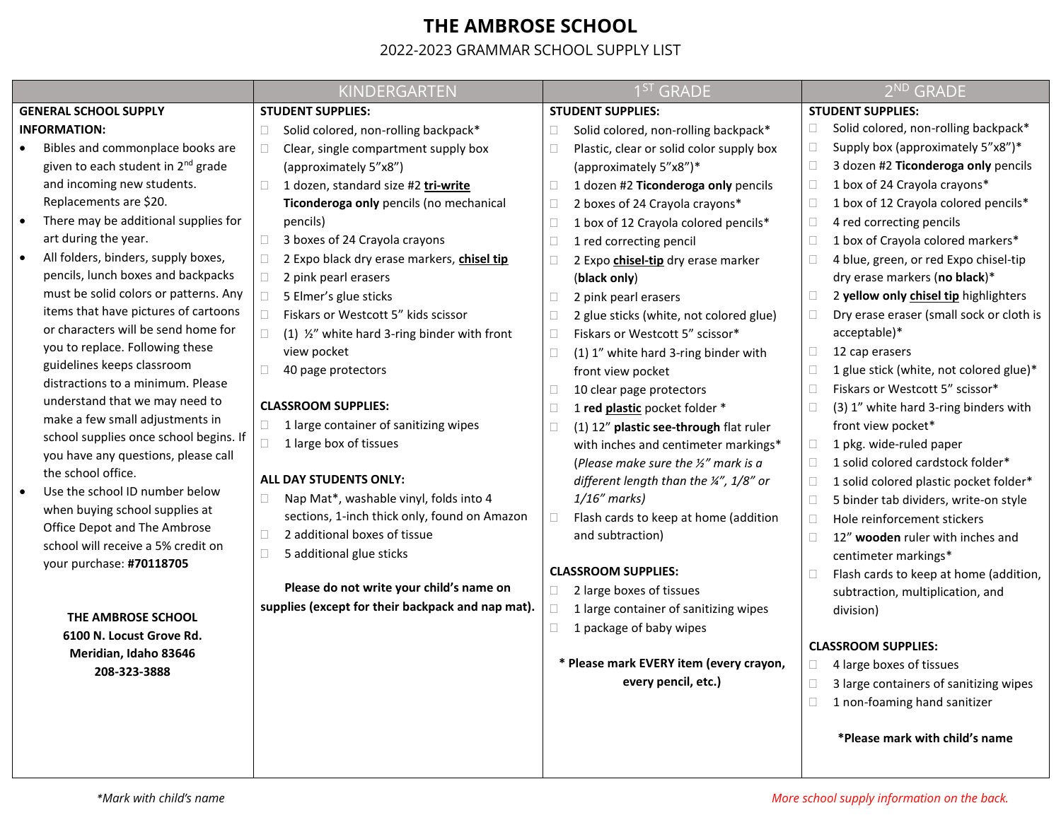# THE AMBROSE SCHOOL

2022-2023 GRAMMAR SCHOOL SUPPLY LIST

## GENERAL SCHOOL SUPPLY INFORMATION:

- Bibles and commonplace books are given to each student in 2nd grade and incoming new students. Replacements are $20.
- There may be additional supplies for art during the year.
- All folders, binders, supply boxes, pencils, lunch boxes and backpacks must be solid colors or patterns. Any items that have pictures of cartoons or characters will be send home for you to replace. Following these guidelines keeps classroom distractions to a minimum. Please understand that we may need to make a few small adjustments in school supplies once school begins. If you have any questions, please call the school office.
- Use the school ID number below when buying school supplies at Office Depot and The Ambrose school will receive a 5% credit on your purchase: **#70118705**

**THE AMBROSE SCHOOL**
**6100 N. Locust Grove Rd.**
**Meridian, Idaho 83646**
**208-323-3888**

## KINDERGARTEN

**STUDENT SUPPLIES:**

- ☐ Solid colored, non-rolling backpack*
- ☐ Clear, single compartment supply box (approximately 5"x8")
- ☐ 1 dozen, standard size #2 **tri-write Ticonderoga only** pencils (no mechanical pencils)
- ☐ 3 boxes of 24 Crayola crayons
- ☐ 2 Expo black dry erase markers, **chisel tip**
- ☐ 2 pink pearl erasers
- ☐ 5 Elmer's glue sticks
- ☐ Fiskars or Westcott 5" kids scissor
- ☐ (1) ½" white hard 3-ring binder with front view pocket
- ☐ 40 page protectors

**CLASSROOM SUPPLIES:**

- ☐ 1 large container of sanitizing wipes
- ☐ 1 large box of tissues

**ALL DAY STUDENTS ONLY:**

- ☐ Nap Mat*, washable vinyl, folds into 4 sections, 1-inch thick only, found on Amazon
- ☐ 2 additional boxes of tissue
- ☐ 5 additional glue sticks

**Please do not write your child's name on supplies (except for their backpack and nap mat).**

## 1ST GRADE

**STUDENT SUPPLIES:**

- ☐ Solid colored, non-rolling backpack*
- ☐ Plastic, clear or solid color supply box (approximately 5"x8")*
- ☐ 1 dozen #2 **Ticonderoga only** pencils
- ☐ 2 boxes of 24 Crayola crayons*
- ☐ 1 box of 12 Crayola colored pencils*
- ☐ 1 red correcting pencil
- ☐ 2 Expo **chisel-tip** dry erase marker (**black only**)
- ☐ 2 pink pearl erasers
- ☐ 2 glue sticks (white, not colored glue)
- ☐ Fiskars or Westcott 5" scissor*
- ☐ (1) 1" white hard 3-ring binder with front view pocket
- ☐ 10 clear page protectors
- ☐ 1 **red plastic** pocket folder *
- ☐ (1) 12" **plastic see-through** flat ruler with inches and centimeter markings* (*Please make sure the ½" mark is a different length than the ¼", 1/8" or 1/16" marks)*
- ☐ Flash cards to keep at home (addition and subtraction)

**CLASSROOM SUPPLIES:**

- ☐ 2 large boxes of tissues
- ☐ 1 large container of sanitizing wipes
- ☐ 1 package of baby wipes

**\* Please mark EVERY item (every crayon, every pencil, etc.)**

## 2ND GRADE

**STUDENT SUPPLIES:**

- ☐ Solid colored, non-rolling backpack*
- ☐ Supply box (approximately 5"x8")*
- ☐ 3 dozen #2 **Ticonderoga only** pencils
- ☐ 1 box of 24 Crayola crayons*
- ☐ 1 box of 12 Crayola colored pencils*
- ☐ 4 red correcting pencils
- ☐ 1 box of Crayola colored markers*
- ☐ 4 blue, green, or red Expo chisel-tip dry erase markers (**no black**)*
- ☐ 2 **yellow only chisel tip** highlighters
- ☐ Dry erase eraser (small sock or cloth is acceptable)*
- ☐ 12 cap erasers
- ☐ 1 glue stick (white, not colored glue)*
- ☐ Fiskars or Westcott 5" scissor*
- ☐ (3) 1" white hard 3-ring binders with front view pocket*
- ☐ 1 pkg. wide-ruled paper
- ☐ 1 solid colored cardstock folder*
- ☐ 1 solid colored plastic pocket folder*
- ☐ 5 binder tab dividers, write-on style
- ☐ Hole reinforcement stickers
- ☐ 12" **wooden** ruler with inches and centimeter markings*
- ☐ Flash cards to keep at home (addition, subtraction, multiplication, and division)

**CLASSROOM SUPPLIES:**

- ☐ 4 large boxes of tissues
- ☐ 3 large containers of sanitizing wipes
- ☐ 1 non-foaming hand sanitizer

**\*Please mark with child's name**

---

*\*Mark with child's name*

*More school supply information on the back.*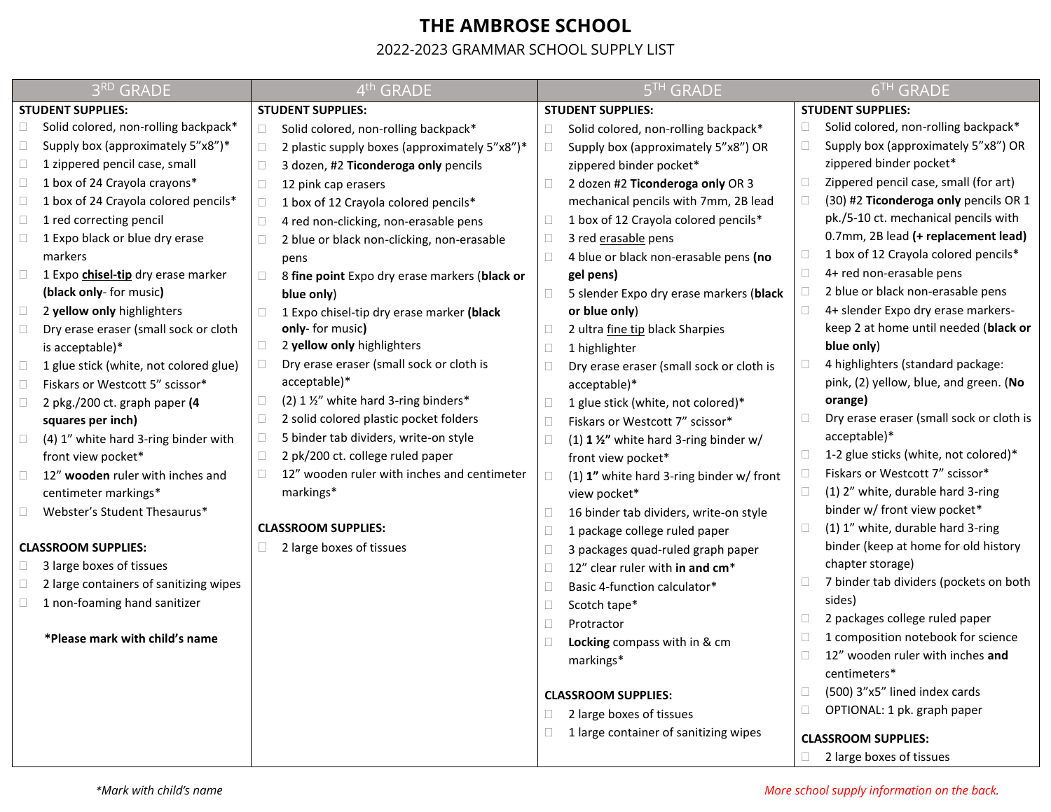# THE AMBROSE SCHOOL

## 2022-2023 GRAMMAR SCHOOL SUPPLY LIST

### 3RD GRADE

**STUDENT SUPPLIES:**

- ☐ Solid colored, non-rolling backpack*
- ☐ Supply box (approximately 5"x8")*
- ☐ 1 zippered pencil case, small
- ☐ 1 box of 24 Crayola crayons*
- ☐ 1 box of 24 Crayola colored pencils*
- ☐ 1 red correcting pencil
- ☐ 1 Expo black or blue dry erase markers
- ☐ 1 Expo **chisel-tip** dry erase marker **(black only**- for music**)**
- ☐ 2 **yellow only** highlighters
- ☐ Dry erase eraser (small sock or cloth is acceptable)*
- ☐ 1 glue stick (white, not colored glue)
- ☐ Fiskars or Westcott 5" scissor*
- ☐ 2 pkg./200 ct. graph paper **(4 squares per inch)**
- ☐ (4) 1" white hard 3-ring binder with front view pocket*
- ☐ 12" **wooden** ruler with inches and centimeter markings*
- ☐ Webster's Student Thesaurus*

**CLASSROOM SUPPLIES:**

- ☐ 3 large boxes of tissues
- ☐ 2 large containers of sanitizing wipes
- ☐ 1 non-foaming hand sanitizer

**\*Please mark with child's name**

### 4th GRADE

**STUDENT SUPPLIES:**

- ☐ Solid colored, non-rolling backpack*
- ☐ 2 plastic supply boxes (approximately 5"x8")*
- ☐ 3 dozen, #2 **Ticonderoga only** pencils
- ☐ 12 pink cap erasers
- ☐ 1 box of 12 Crayola colored pencils*
- ☐ 4 red non-clicking, non-erasable pens
- ☐ 2 blue or black non-clicking, non-erasable pens
- ☐ 8 **fine point** Expo dry erase markers (**black or blue only**)
- ☐ 1 Expo chisel-tip dry erase marker **(black only**- for music**)**
- ☐ 2 **yellow only** highlighters
- ☐ Dry erase eraser (small sock or cloth is acceptable)*
- ☐ (2) 1 ½" white hard 3-ring binders*
- ☐ 2 solid colored plastic pocket folders
- ☐ 5 binder tab dividers, write-on style
- ☐ 2 pk/200 ct. college ruled paper
- ☐ 12" wooden ruler with inches and centimeter markings*

**CLASSROOM SUPPLIES:**

- ☐ 2 large boxes of tissues

### 5TH GRADE

**STUDENT SUPPLIES:**

- ☐ Solid colored, non-rolling backpack*
- ☐ Supply box (approximately 5"x8") OR zippered binder pocket*
- ☐ 2 dozen #2 **Ticonderoga only** OR 3 mechanical pencils with 7mm, 2B lead
- ☐ 1 box of 12 Crayola colored pencils*
- ☐ 3 red erasable pens
- ☐ 4 blue or black non-erasable pens **(no gel pens)**
- ☐ 5 slender Expo dry erase markers (**black or blue only**)
- ☐ 2 ultra fine tip black Sharpies
- ☐ 1 highlighter
- ☐ Dry erase eraser (small sock or cloth is acceptable)*
- ☐ 1 glue stick (white, not colored)*
- ☐ Fiskars or Westcott 7" scissor*
- ☐ (1) **1 ½"** white hard 3-ring binder w/ front view pocket*
- ☐ (1) **1"** white hard 3-ring binder w/ front view pocket*
- ☐ 16 binder tab dividers, write-on style
- ☐ 1 package college ruled paper
- ☐ 3 packages quad-ruled graph paper
- ☐ 12" clear ruler with **in and cm***
- ☐ Basic 4-function calculator*
- ☐ Scotch tape*
- ☐ Protractor
- ☐ **Locking** compass with in & cm markings*

**CLASSROOM SUPPLIES:**

- ☐ 2 large boxes of tissues
- ☐ 1 large container of sanitizing wipes

### 6TH GRADE

**STUDENT SUPPLIES:**

- ☐ Solid colored, non-rolling backpack*
- ☐ Supply box (approximately 5"x8") OR zippered binder pocket*
- ☐ Zippered pencil case, small (for art)
- ☐ (30) #2 **Ticonderoga only** pencils OR 1 pk./5-10 ct. mechanical pencils with 0.7mm, 2B lead **(+ replacement lead)**
- ☐ 1 box of 12 Crayola colored pencils*
- ☐ 4+ red non-erasable pens
- ☐ 2 blue or black non-erasable pens
- ☐ 4+ slender Expo dry erase markers- keep 2 at home until needed (**black or blue only**)
- ☐ 4 highlighters (standard package: pink, (2) yellow, blue, and green. (**No orange)**
- ☐ Dry erase eraser (small sock or cloth is acceptable)*
- ☐ 1-2 glue sticks (white, not colored)*
- ☐ Fiskars or Westcott 7" scissor*
- ☐ (1) 2" white, durable hard 3-ring binder w/ front view pocket*
- ☐ (1) 1" white, durable hard 3-ring binder (keep at home for old history chapter storage)
- ☐ 7 binder tab dividers (pockets on both sides)
- ☐ 2 packages college ruled paper
- ☐ 1 composition notebook for science
- ☐ 12" wooden ruler with inches **and** centimeters*
- ☐ (500) 3"x5" lined index cards
- ☐ OPTIONAL: 1 pk. graph paper

**CLASSROOM SUPPLIES:**

- ☐ 2 large boxes of tissues

*\*Mark with child's name*

*More school supply information on the back.*